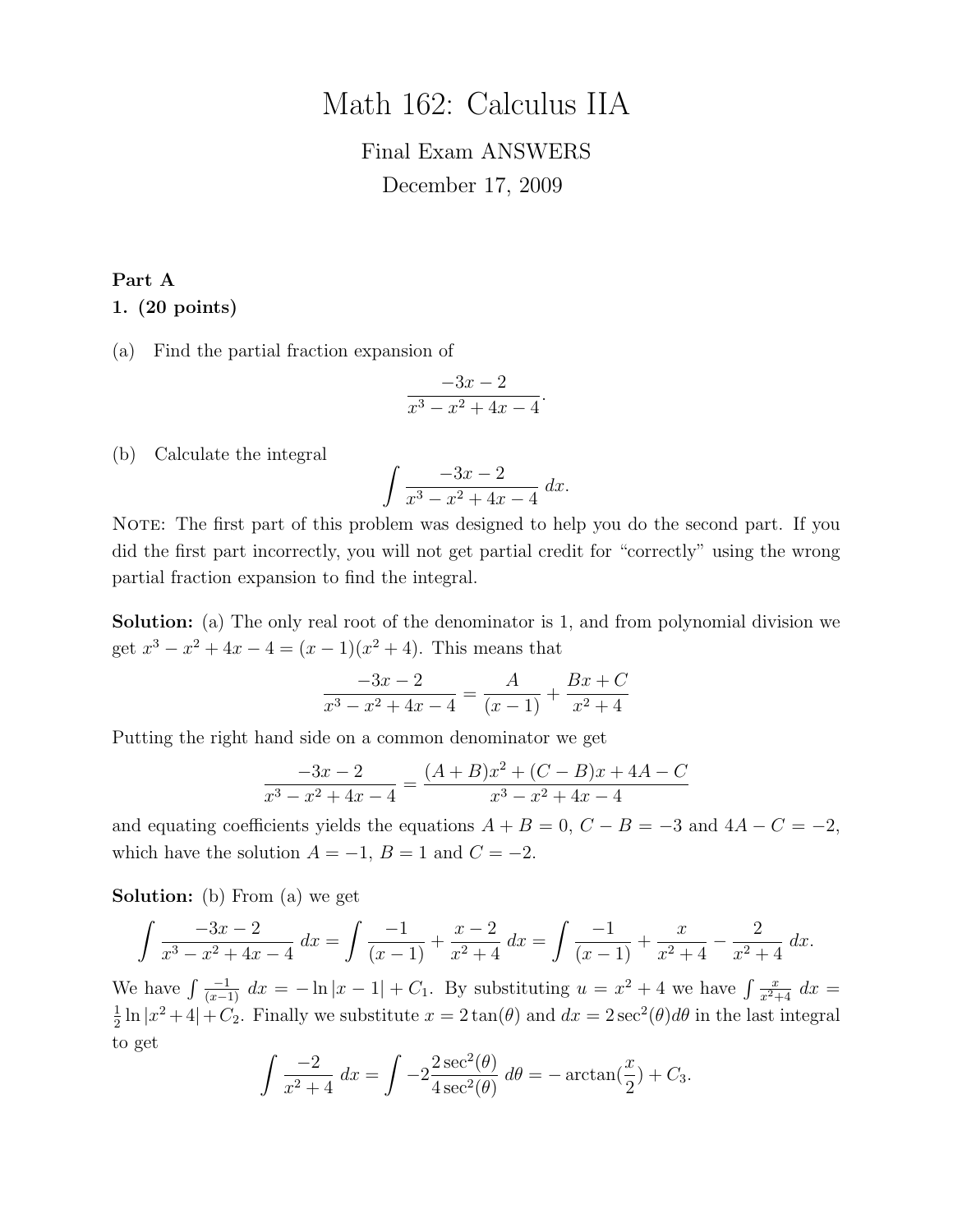# Math 162: Calculus IIA

Final Exam ANSWERS

December 17, 2009

**Part A**

**1. (20 points)**

(a) Find the partial fraction expansion of

$$\frac{-3x-2}{x^3-x^2+4x-4}.$$

(b) Calculate the integral

$$\int \frac{-3x-2}{x^3-x^2+4x-4}\,dx.$$

NOTE: The first part of this problem was designed to help you do the second part. If you did the first part incorrectly, you will not get partial credit for "correctly" using the wrong partial fraction expansion to find the integral.

**Solution:** (a) The only real root of the denominator is 1, and from polynomial division we get $x^3 - x^2 + 4x - 4 = (x-1)(x^2+4)$. This means that

$$\frac{-3x-2}{x^3-x^2+4x-4} = \frac{A}{(x-1)} + \frac{Bx+C}{x^2+4}$$

Putting the right hand side on a common denominator we get

$$\frac{-3x-2}{x^3-x^2+4x-4} = \frac{(A+B)x^2+(C-B)x+4A-C}{x^3-x^2+4x-4}$$

and equating coefficients yields the equations $A+B=0$, $C-B=-3$ and $4A-C=-2$, which have the solution $A=-1$, $B=1$ and $C=-2$.

**Solution:** (b) From (a) we get

$$\int \frac{-3x-2}{x^3-x^2+4x-4}\,dx = \int \frac{-1}{(x-1)} + \frac{x-2}{x^2+4}\,dx = \int \frac{-1}{(x-1)} + \frac{x}{x^2+4} - \frac{2}{x^2+4}\,dx.$$

We have $\int \frac{-1}{(x-1)}\,dx = -\ln|x-1| + C_1$. By substituting $u = x^2+4$ we have $\int \frac{x}{x^2+4}\,dx = \frac{1}{2}\ln|x^2+4| + C_2$. Finally we substitute $x = 2\tan(\theta)$ and $dx = 2\sec^2(\theta)d\theta$ in the last integral to get

$$\int \frac{-2}{x^2+4}\,dx = \int -2\frac{2\sec^2(\theta)}{4\sec^2(\theta)}\,d\theta = -\arctan(\frac{x}{2}) + C_3.$$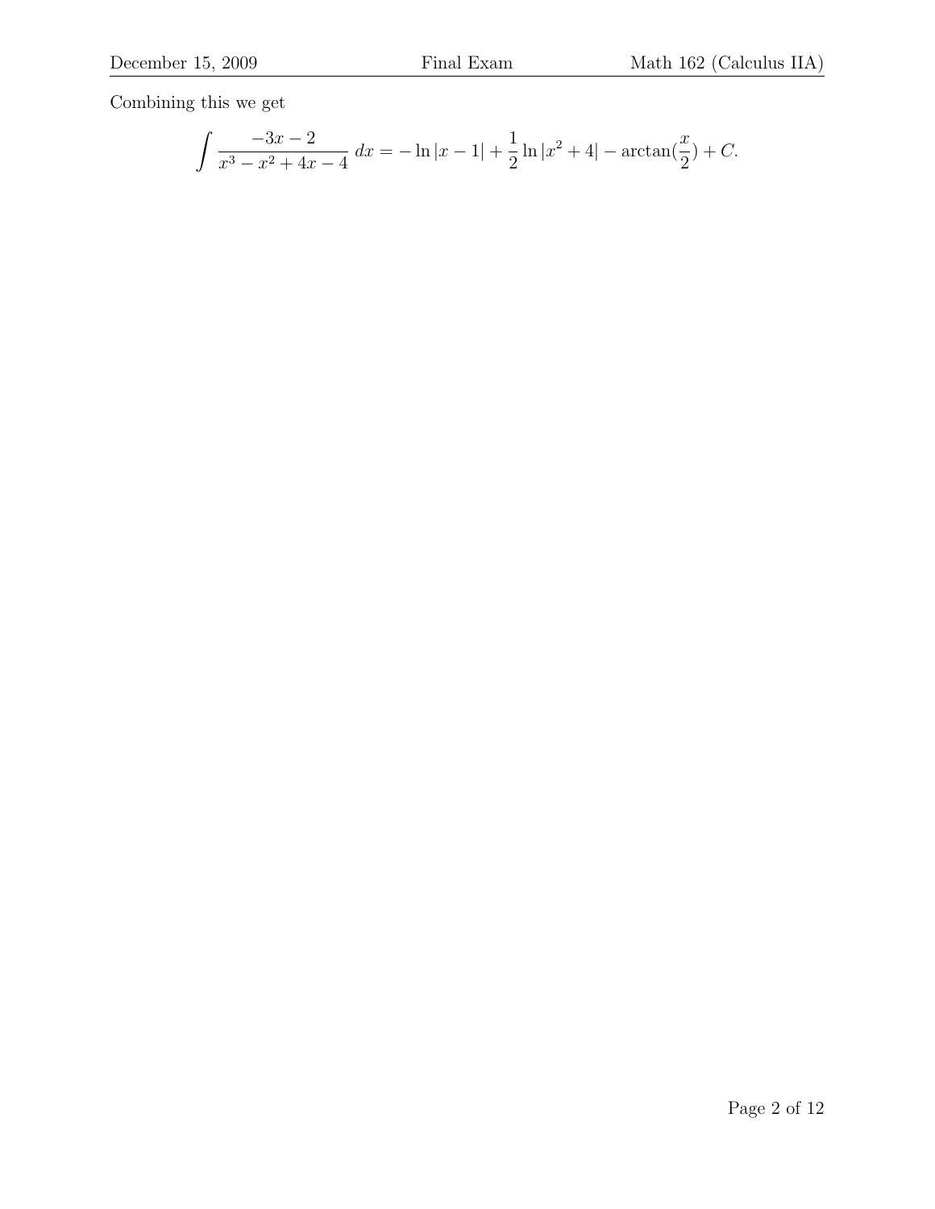Combining this we get

$$\int \frac{-3x-2}{x^3-x^2+4x-4}\,dx = -\ln|x-1| + \frac{1}{2}\ln|x^2+4| - \arctan(\frac{x}{2}) + C.$$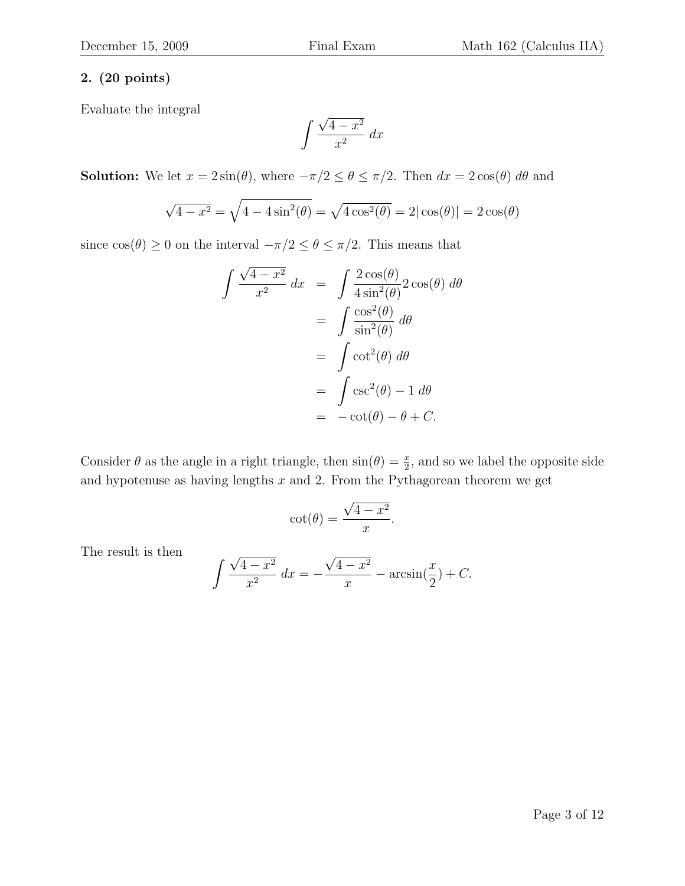**2. (20 points)**

Evaluate the integral

$$\int \frac{\sqrt{4-x^2}}{x^2}\, dx$$

**Solution:** We let $x = 2\sin(\theta)$, where $-\pi/2 \le \theta \le \pi/2$. Then $dx = 2\cos(\theta)\, d\theta$ and

$$\sqrt{4-x^2} = \sqrt{4 - 4\sin^2(\theta)} = \sqrt{4\cos^2(\theta)} = 2|\cos(\theta)| = 2\cos(\theta)$$

since $\cos(\theta) \ge 0$ on the interval $-\pi/2 \le \theta \le \pi/2$. This means that

$$\begin{aligned}
\int \frac{\sqrt{4-x^2}}{x^2}\, dx &= \int \frac{2\cos(\theta)}{4\sin^2(\theta)} 2\cos(\theta)\, d\theta \\
&= \int \frac{\cos^2(\theta)}{\sin^2(\theta)}\, d\theta \\
&= \int \cot^2(\theta)\, d\theta \\
&= \int \csc^2(\theta) - 1\, d\theta \\
&= -\cot(\theta) - \theta + C.
\end{aligned}$$

Consider $\theta$ as the angle in a right triangle, then $\sin(\theta) = \frac{x}{2}$, and so we label the opposite side and hypotenuse as having lengths $x$ and 2. From the Pythagorean theorem we get

$$\cot(\theta) = \frac{\sqrt{4-x^2}}{x}.$$

The result is then

$$\int \frac{\sqrt{4-x^2}}{x^2}\, dx = -\frac{\sqrt{4-x^2}}{x} - \arcsin\left(\frac{x}{2}\right) + C.$$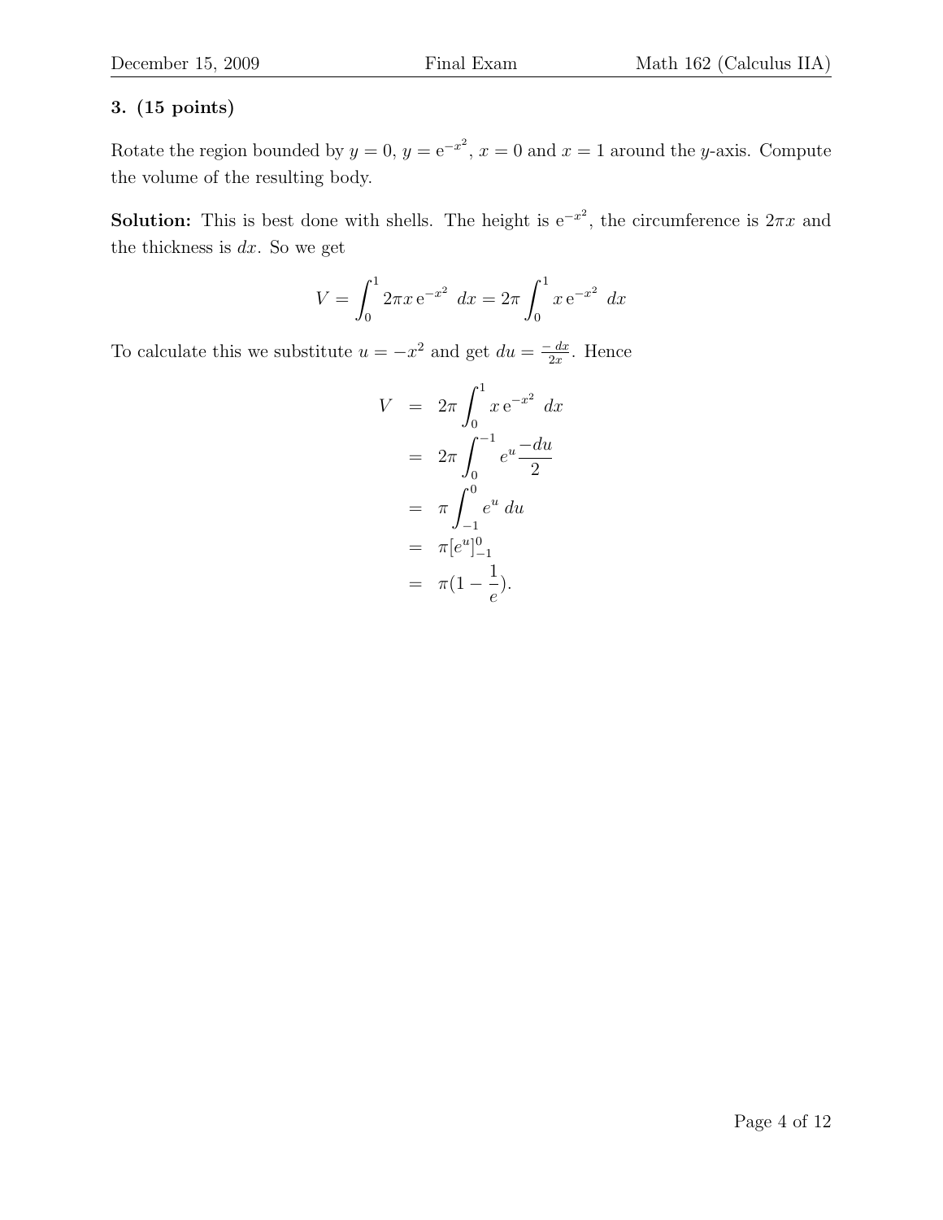**3. (15 points)**

Rotate the region bounded by $y = 0$, $y = \mathrm{e}^{-x^2}$, $x = 0$ and $x = 1$ around the $y$-axis. Compute the volume of the resulting body.

**Solution:** This is best done with shells. The height is $\mathrm{e}^{-x^2}$, the circumference is $2\pi x$ and the thickness is $dx$. So we get

$$V = \int_0^1 2\pi x \, \mathrm{e}^{-x^2} \; dx = 2\pi \int_0^1 x \, \mathrm{e}^{-x^2} \; dx$$

To calculate this we substitute $u = -x^2$ and get $du = \frac{-\,dx}{2x}$. Hence

$$\begin{aligned}
V &= 2\pi \int_0^1 x \, \mathrm{e}^{-x^2} \; dx \\
&= 2\pi \int_0^{-1} e^u \frac{-du}{2} \\
&= \pi \int_{-1}^0 e^u \, du \\
&= \pi [e^u]_{-1}^0 \\
&= \pi (1 - \frac{1}{e}).
\end{aligned}$$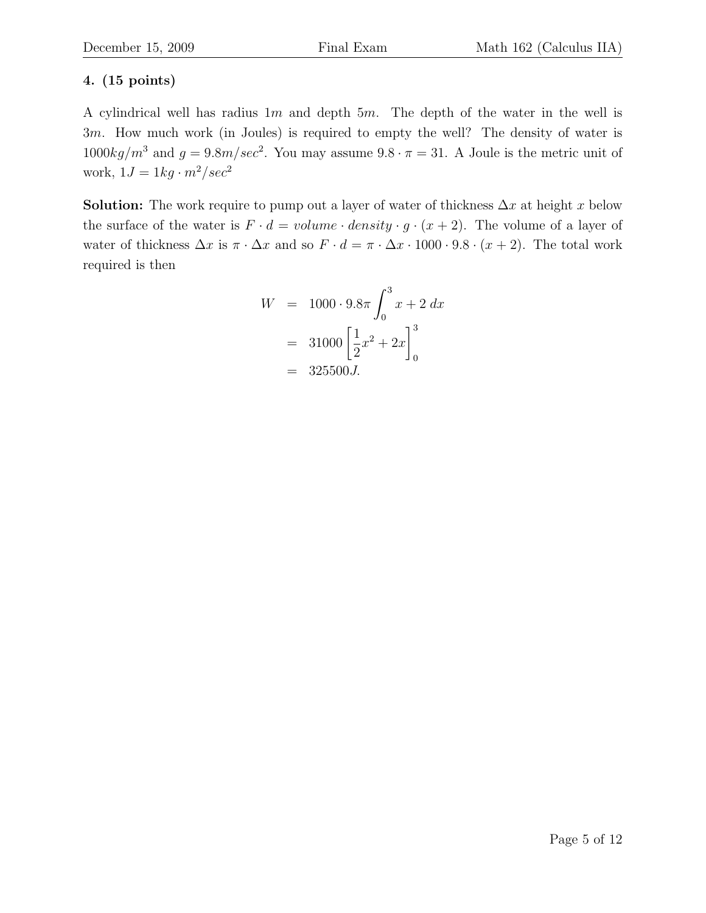**4. (15 points)**

A cylindrical well has radius $1m$ and depth $5m$. The depth of the water in the well is $3m$. How much work (in Joules) is required to empty the well? The density of water is $1000kg/m^3$ and $g = 9.8m/sec^2$. You may assume $9.8 \cdot \pi = 31$. A Joule is the metric unit of work, $1J = 1kg \cdot m^2/sec^2$

**Solution:** The work require to pump out a layer of water of thickness $\Delta x$ at height $x$ below the surface of the water is $F \cdot d = volume \cdot density \cdot g \cdot (x+2)$. The volume of a layer of water of thickness $\Delta x$ is $\pi \cdot \Delta x$ and so $F \cdot d = \pi \cdot \Delta x \cdot 1000 \cdot 9.8 \cdot (x+2)$. The total work required is then

$$
\begin{aligned}
W &= 1000 \cdot 9.8\pi \int_0^3 x + 2 \, dx \\
&= 31000 \left[ \frac{1}{2}x^2 + 2x \right]_0^3 \\
&= 325500J.
\end{aligned}
$$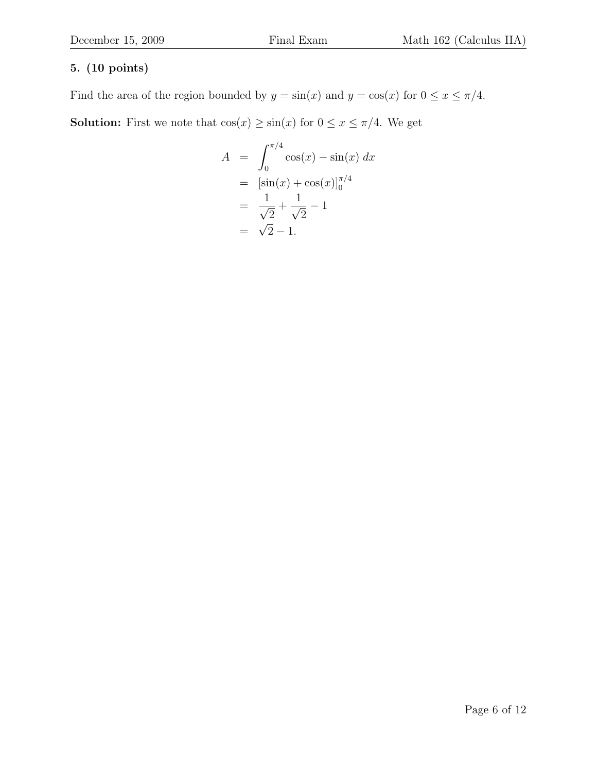**5. (10 points)**

Find the area of the region bounded by $y = \sin(x)$ and $y = \cos(x)$ for $0 \leq x \leq \pi/4$.

**Solution:** First we note that $\cos(x) \geq \sin(x)$ for $0 \leq x \leq \pi/4$. We get

$$
\begin{aligned}
A &= \int_0^{\pi/4} \cos(x) - \sin(x)\, dx \\
&= [\sin(x) + \cos(x)]_0^{\pi/4} \\
&= \frac{1}{\sqrt{2}} + \frac{1}{\sqrt{2}} - 1 \\
&= \sqrt{2} - 1.
\end{aligned}
$$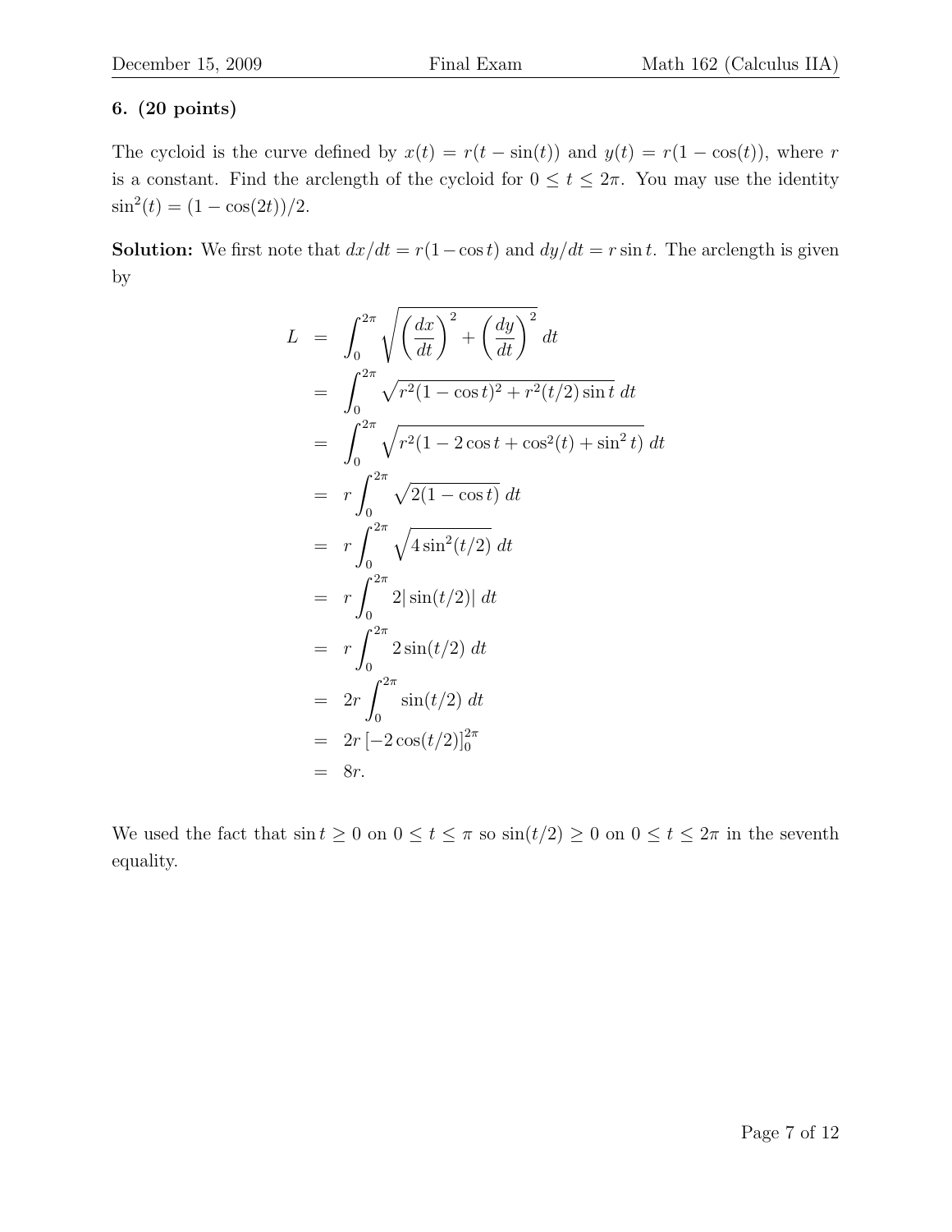**6. (20 points)**

The cycloid is the curve defined by $x(t) = r(t - \sin(t))$ and $y(t) = r(1 - \cos(t))$, where $r$ is a constant. Find the arclength of the cycloid for $0 \le t \le 2\pi$. You may use the identity $\sin^2(t) = (1 - \cos(2t))/2$.

**Solution:** We first note that $dx/dt = r(1 - \cos t)$ and $dy/dt = r \sin t$. The arclength is given by

$$
\begin{aligned}
L &= \int_0^{2\pi} \sqrt{\left(\frac{dx}{dt}\right)^2 + \left(\frac{dy}{dt}\right)^2}\, dt \\
&= \int_0^{2\pi} \sqrt{r^2(1 - \cos t)^2 + r^2(t/2)\sin t}\, dt \\
&= \int_0^{2\pi} \sqrt{r^2(1 - 2\cos t + \cos^2(t) + \sin^2 t)}\, dt \\
&= r \int_0^{2\pi} \sqrt{2(1 - \cos t)}\, dt \\
&= r \int_0^{2\pi} \sqrt{4\sin^2(t/2)}\, dt \\
&= r \int_0^{2\pi} 2|\sin(t/2)|\, dt \\
&= r \int_0^{2\pi} 2\sin(t/2)\, dt \\
&= 2r \int_0^{2\pi} \sin(t/2)\, dt \\
&= 2r \left[-2\cos(t/2)\right]_0^{2\pi} \\
&= 8r.
\end{aligned}
$$

We used the fact that $\sin t \ge 0$ on $0 \le t \le \pi$ so $\sin(t/2) \ge 0$ on $0 \le t \le 2\pi$ in the seventh equality.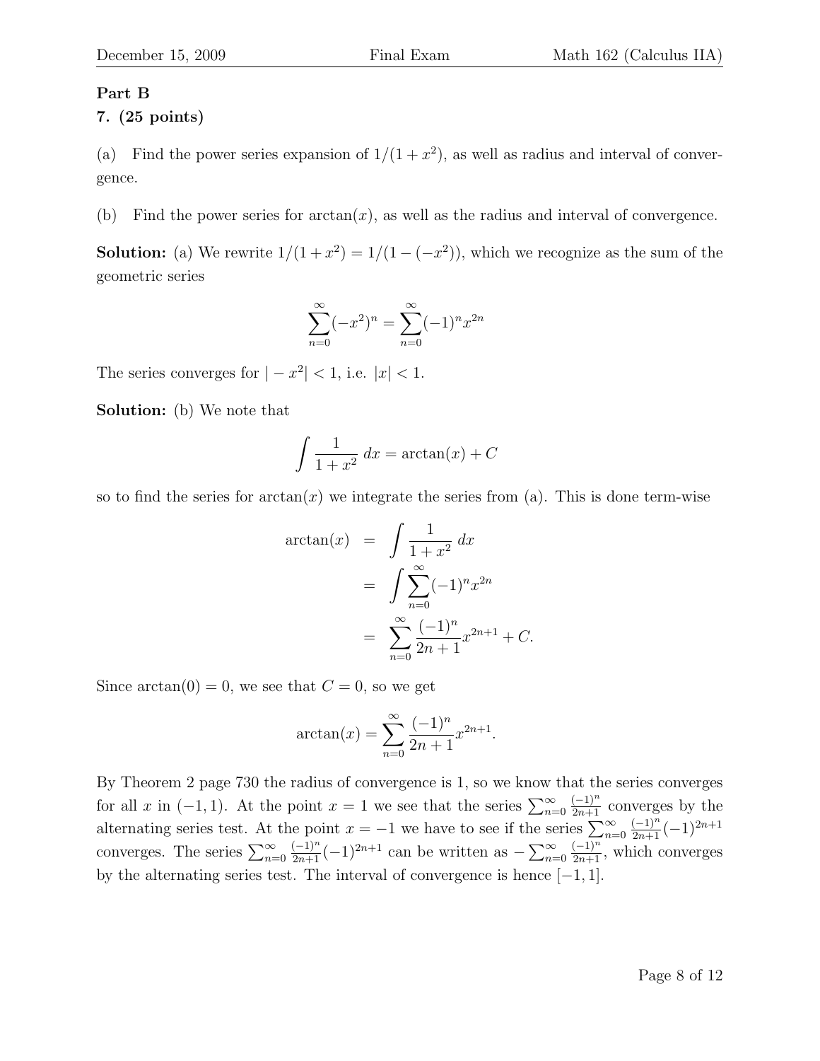## Part B

### 7. (25 points)

(a) Find the power series expansion of $1/(1+x^2)$, as well as radius and interval of convergence.

(b) Find the power series for $\arctan(x)$, as well as the radius and interval of convergence.

**Solution:** (a) We rewrite $1/(1+x^2) = 1/(1-(-x^2))$, which we recognize as the sum of the geometric series

$$\sum_{n=0}^{\infty}(-x^2)^n = \sum_{n=0}^{\infty}(-1)^n x^{2n}$$

The series converges for $|-x^2| < 1$, i.e. $|x| < 1$.

**Solution:** (b) We note that

$$\int \frac{1}{1+x^2}\, dx = \arctan(x) + C$$

so to find the series for $\arctan(x)$ we integrate the series from (a). This is done term-wise

$$\begin{aligned}
\arctan(x) &= \int \frac{1}{1+x^2}\, dx \\
&= \int \sum_{n=0}^{\infty}(-1)^n x^{2n} \\
&= \sum_{n=0}^{\infty} \frac{(-1)^n}{2n+1} x^{2n+1} + C.
\end{aligned}$$

Since $\arctan(0) = 0$, we see that $C = 0$, so we get

$$\arctan(x) = \sum_{n=0}^{\infty} \frac{(-1)^n}{2n+1} x^{2n+1}.$$

By Theorem 2 page 730 the radius of convergence is 1, so we know that the series converges for all $x$ in $(-1,1)$. At the point $x = 1$ we see that the series $\sum_{n=0}^{\infty} \frac{(-1)^n}{2n+1}$ converges by the alternating series test. At the point $x = -1$ we have to see if the series $\sum_{n=0}^{\infty} \frac{(-1)^n}{2n+1}(-1)^{2n+1}$ converges. The series $\sum_{n=0}^{\infty} \frac{(-1)^n}{2n+1}(-1)^{2n+1}$ can be written as $-\sum_{n=0}^{\infty} \frac{(-1)^n}{2n+1}$, which converges by the alternating series test. The interval of convergence is hence $[-1,1]$.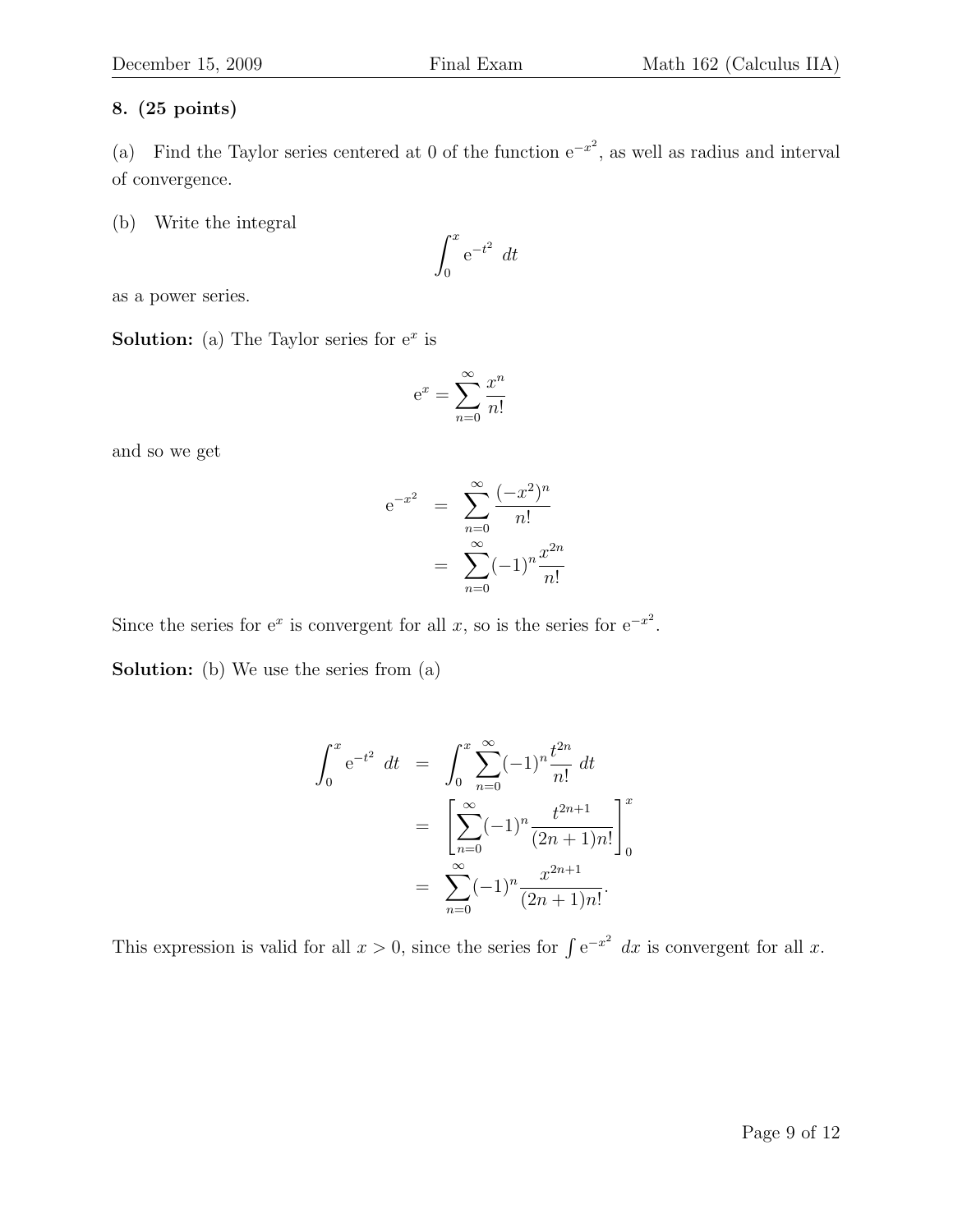**8. (25 points)**

(a) Find the Taylor series centered at 0 of the function $e^{-x^2}$, as well as radius and interval of convergence.

(b) Write the integral

$$\int_0^x e^{-t^2} \, dt$$

as a power series.

**Solution:** (a) The Taylor series for $e^x$ is

$$e^x = \sum_{n=0}^{\infty} \frac{x^n}{n!}$$

and so we get

$$\begin{aligned} e^{-x^2} &= \sum_{n=0}^{\infty} \frac{(-x^2)^n}{n!} \\ &= \sum_{n=0}^{\infty} (-1)^n \frac{x^{2n}}{n!} \end{aligned}$$

Since the series for $e^x$ is convergent for all $x$, so is the series for $e^{-x^2}$.

**Solution:** (b) We use the series from (a)

$$\begin{aligned} \int_0^x e^{-t^2} \, dt &= \int_0^x \sum_{n=0}^{\infty} (-1)^n \frac{t^{2n}}{n!} \, dt \\ &= \left[ \sum_{n=0}^{\infty} (-1)^n \frac{t^{2n+1}}{(2n+1)n!} \right]_0^x \\ &= \sum_{n=0}^{\infty} (-1)^n \frac{x^{2n+1}}{(2n+1)n!}. \end{aligned}$$

This expression is valid for all $x > 0$, since the series for $\int e^{-x^2} \, dx$ is convergent for all $x$.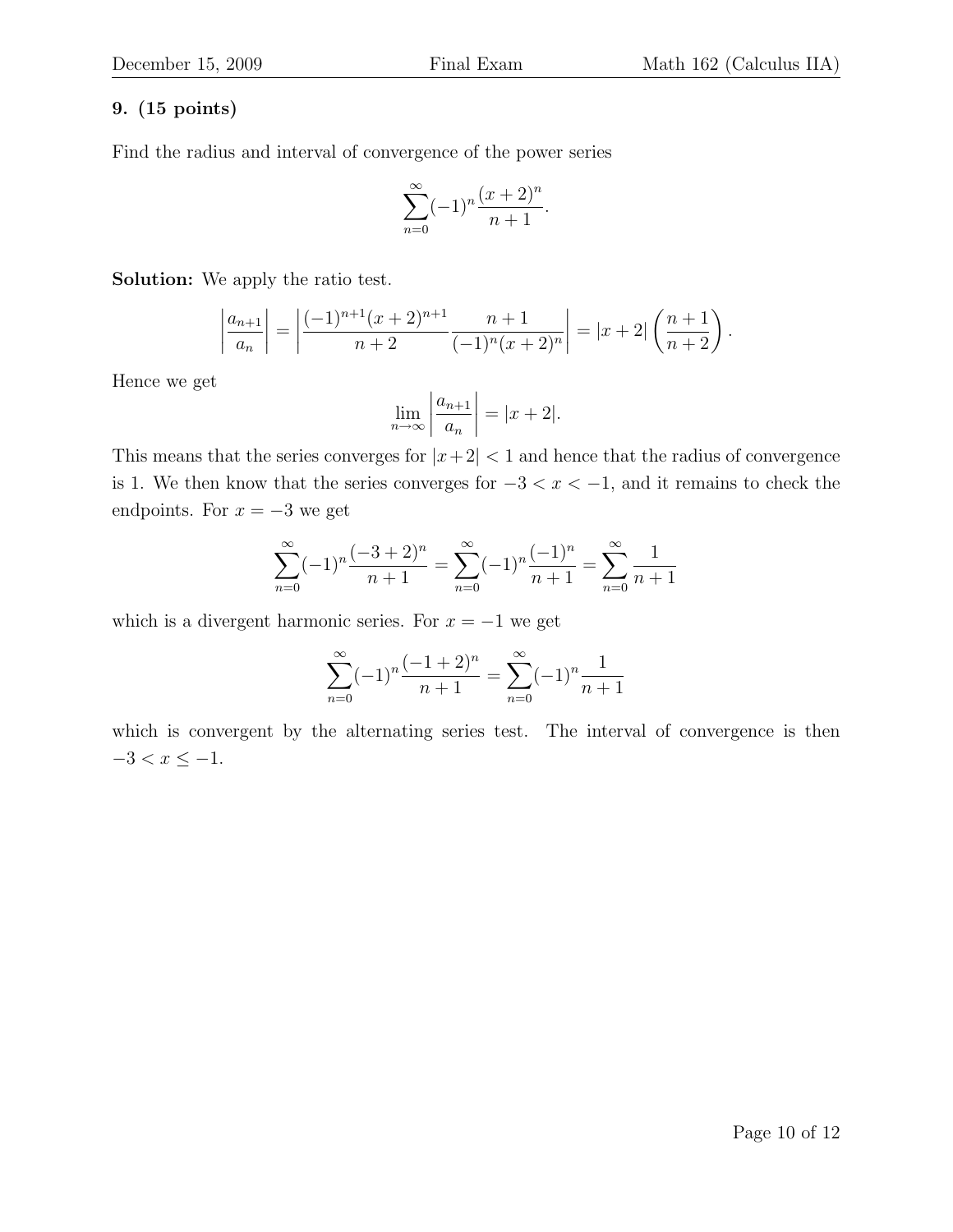**9. (15 points)**

Find the radius and interval of convergence of the power series

$$\sum_{n=0}^{\infty} (-1)^n \frac{(x+2)^n}{n+1}.$$

**Solution:** We apply the ratio test.

$$\left| \frac{a_{n+1}}{a_n} \right| = \left| \frac{(-1)^{n+1}(x+2)^{n+1}}{n+2} \frac{n+1}{(-1)^n (x+2)^n} \right| = |x+2| \left( \frac{n+1}{n+2} \right).$$

Hence we get

$$\lim_{n \to \infty} \left| \frac{a_{n+1}}{a_n} \right| = |x+2|.$$

This means that the series converges for $|x+2| < 1$ and hence that the radius of convergence is 1. We then know that the series converges for $-3 < x < -1$, and it remains to check the endpoints. For $x = -3$ we get

$$\sum_{n=0}^{\infty} (-1)^n \frac{(-3+2)^n}{n+1} = \sum_{n=0}^{\infty} (-1)^n \frac{(-1)^n}{n+1} = \sum_{n=0}^{\infty} \frac{1}{n+1}$$

which is a divergent harmonic series. For $x = -1$ we get

$$\sum_{n=0}^{\infty} (-1)^n \frac{(-1+2)^n}{n+1} = \sum_{n=0}^{\infty} (-1)^n \frac{1}{n+1}$$

which is convergent by the alternating series test. The interval of convergence is then $-3 < x \leq -1$.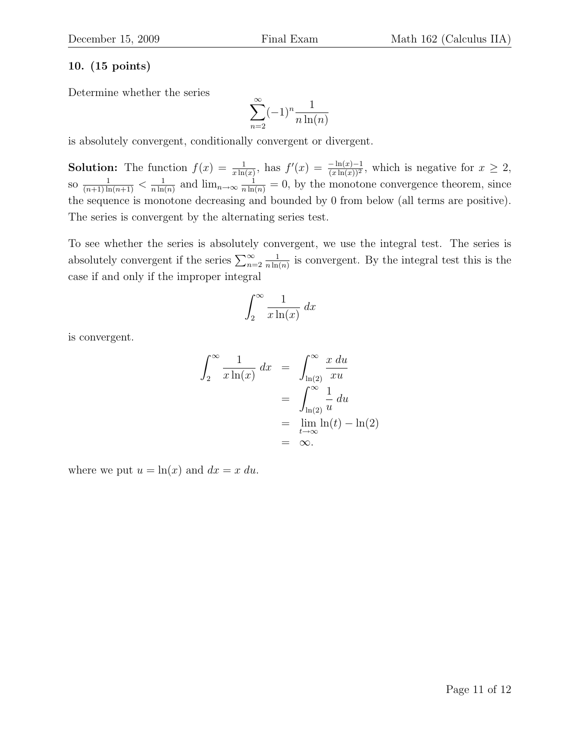**10. (15 points)**

Determine whether the series

$$\sum_{n=2}^{\infty} (-1)^n \frac{1}{n \ln(n)}$$

is absolutely convergent, conditionally convergent or divergent.

**Solution:** The function $f(x) = \frac{1}{x \ln(x)}$, has $f'(x) = \frac{-\ln(x)-1}{(x\ln(x))^2}$, which is negative for $x \geq 2$, so $\frac{1}{(n+1)\ln(n+1)} < \frac{1}{n \ln(n)}$ and $\lim_{n\to\infty} \frac{1}{n\ln(n)} = 0$, by the monotone convergence theorem, since the sequence is monotone decreasing and bounded by 0 from below (all terms are positive). The series is convergent by the alternating series test.

To see whether the series is absolutely convergent, we use the integral test. The series is absolutely convergent if the series $\sum_{n=2}^{\infty} \frac{1}{n\ln(n)}$ is convergent. By the integral test this is the case if and only if the improper integral

$$\int_2^{\infty} \frac{1}{x \ln(x)} \, dx$$

is convergent.

$$\begin{aligned}
\int_2^{\infty} \frac{1}{x \ln(x)} \, dx &= \int_{\ln(2)}^{\infty} \frac{x \, du}{xu} \\
&= \int_{\ln(2)}^{\infty} \frac{1}{u} \, du \\
&= \lim_{t\to\infty} \ln(t) - \ln(2) \\
&= \infty.
\end{aligned}$$

where we put $u = \ln(x)$ and $dx = x \, du$.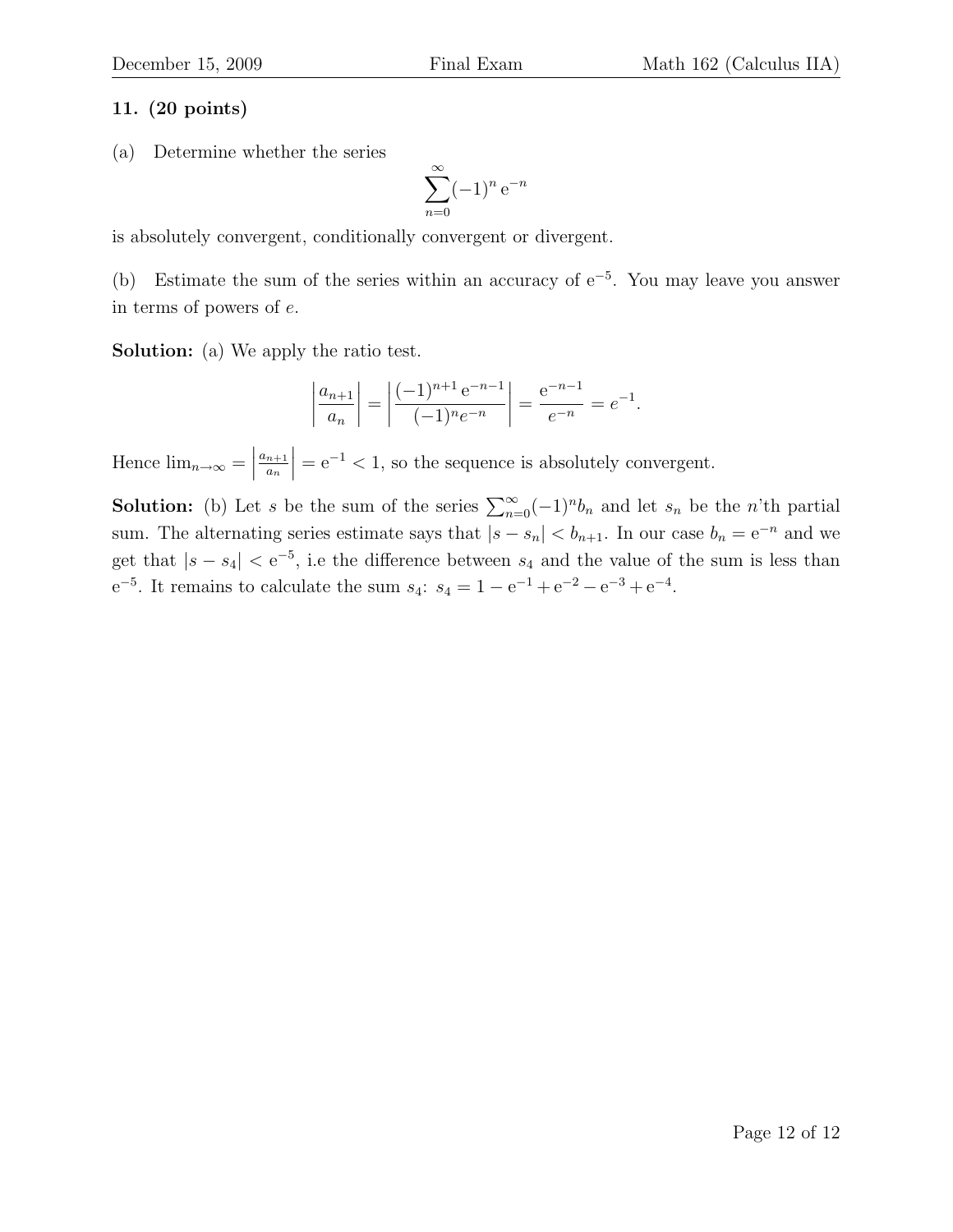**11. (20 points)**

(a) Determine whether the series

$$\sum_{n=0}^{\infty} (-1)^n \, e^{-n}$$

is absolutely convergent, conditionally convergent or divergent.

(b) Estimate the sum of the series within an accuracy of $e^{-5}$. You may leave you answer in terms of powers of $e$.

**Solution:** (a) We apply the ratio test.

$$\left| \frac{a_{n+1}}{a_n} \right| = \left| \frac{(-1)^{n+1} \, e^{-n-1}}{(-1)^n e^{-n}} \right| = \frac{e^{-n-1}}{e^{-n}} = e^{-1}.$$

Hence $\lim_{n\to\infty} = \left| \frac{a_{n+1}}{a_n} \right| = e^{-1} < 1$, so the sequence is absolutely convergent.

**Solution:** (b) Let $s$ be the sum of the series $\sum_{n=0}^{\infty}(-1)^n b_n$ and let $s_n$ be the $n$'th partial sum. The alternating series estimate says that $|s - s_n| < b_{n+1}$. In our case $b_n = e^{-n}$ and we get that $|s - s_4| < e^{-5}$, i.e the difference between $s_4$ and the value of the sum is less than $e^{-5}$. It remains to calculate the sum $s_4$: $s_4 = 1 - e^{-1} + e^{-2} - e^{-3} + e^{-4}$.